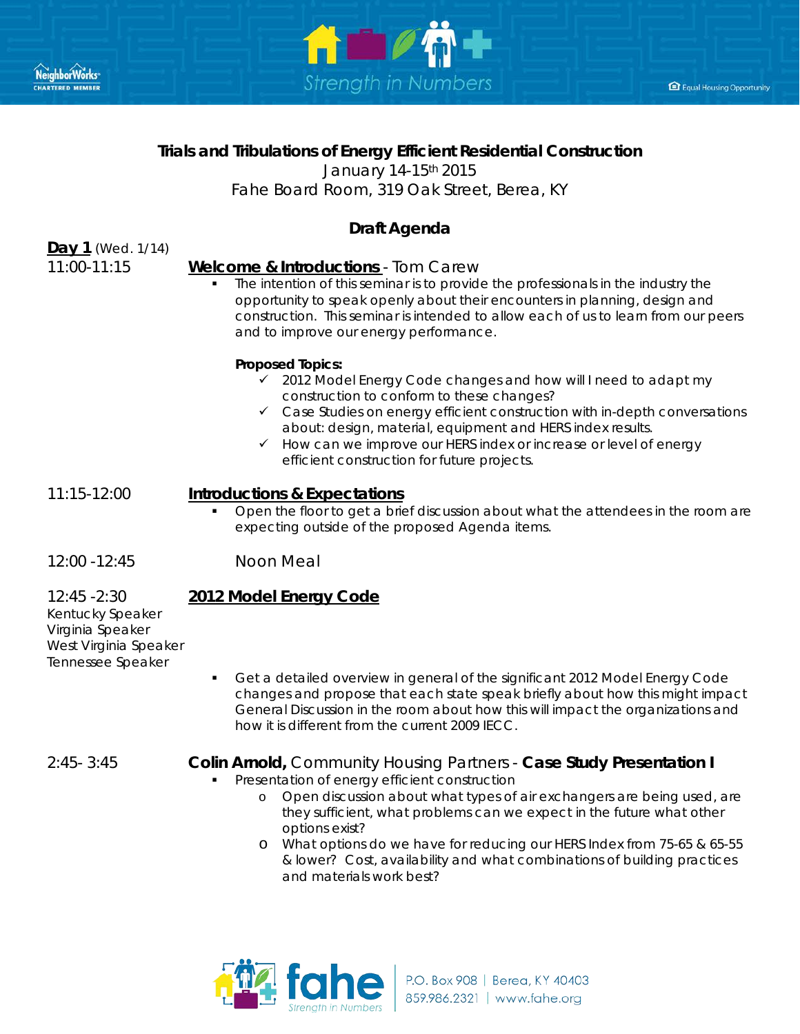# Trials and Tribulations of Energy Efficient Residential Construction

January 14-15th 2015

Fahe Board Room, 319 Oak Street, Berea, KY

## Draft Agenda

**Day 1** (Wed. 1/14)

**11:00-11:15** **Welcome & Introductions** - Tom Carew

- The intention of this seminar is to provide the professionals in the industry the opportunity to speak openly about their encounters in planning, design and construction. This seminar is intended to allow each of us to learn from our peers and to improve our energy performance.

  **Proposed Topics:**
  - ✓ 2012 Model Energy Code changes and how will I need to adapt my construction to conform to these changes?
  - ✓ Case Studies on energy efficient construction with in-depth conversations about: design, material, equipment and HERS index results.
  - ✓ How can we improve our HERS index or increase or level of energy efficient construction for future projects.

**11:15-12:00** **Introductions & Expectations**

- Open the floor to get a brief discussion about what the attendees in the room are expecting outside of the proposed Agenda items.

**12:00 -12:45** Noon Meal

**12:45 -2:30** **2012 Model Energy Code**

Kentucky Speaker
Virginia Speaker
West Virginia Speaker
Tennessee Speaker

- Get a detailed overview in general of the significant 2012 Model Energy Code changes and propose that each state speak briefly about how this might impact General Discussion in the room about how this will impact the organizations and how it is different from the current 2009 IECC.

**2:45- 3:45** **Colin Arnold,** Community Housing Partners - **Case Study Presentation I**

- Presentation of energy efficient construction
  - Open discussion about what types of air exchangers are being used, are they sufficient, what problems can we expect in the future what other options exist?
  - What options do we have for reducing our HERS Index from 75-65 & 65-55 & lower? Cost, availability and what combinations of building practices and materials work best?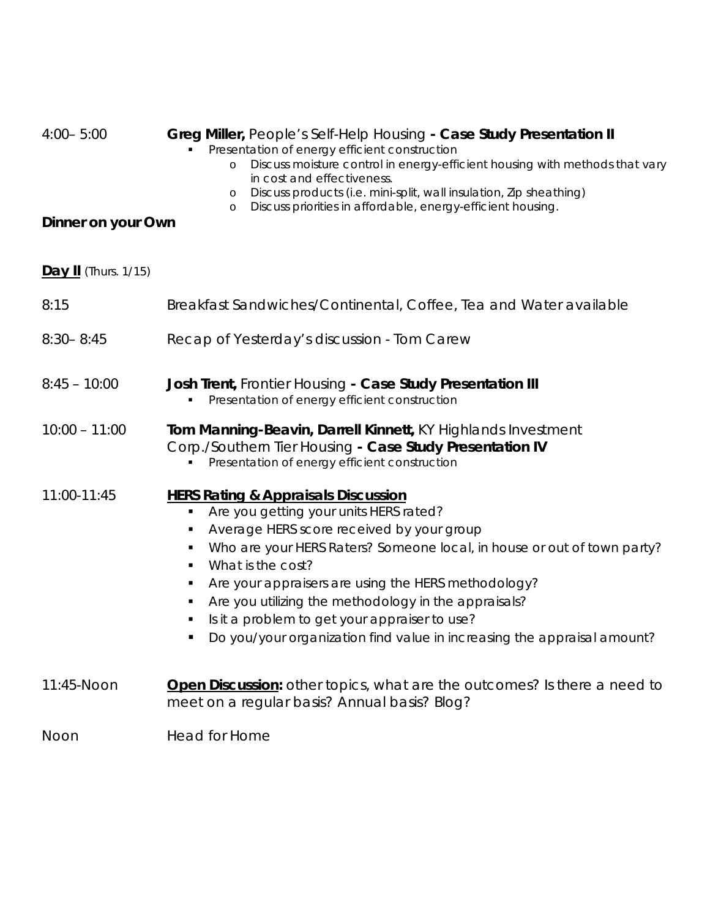4:00– 5:00 **Greg Miller,** People's Self-Help Housing **- Case Study Presentation II**

- Presentation of energy efficient construction
  - Discuss moisture control in energy-efficient housing with methods that vary in cost and effectiveness.
  - Discuss products (i.e. mini-split, wall insulation, Zip sheathing)
  - Discuss priorities in affordable, energy-efficient housing.

**Dinner on your Own**

**Day II** (Thurs. 1/15)

8:15 Breakfast Sandwiches/Continental, Coffee, Tea and Water available

8:30– 8:45 Recap of Yesterday's discussion - Tom Carew

8:45 – 10:00 **Josh Trent,** Frontier Housing **- Case Study Presentation III**

- Presentation of energy efficient construction

10:00 – 11:00 **Tom Manning-Beavin, Darrell Kinnett,** KY Highlands Investment Corp./Southern Tier Housing **- Case Study Presentation IV**

- Presentation of energy efficient construction

11:00-11:45 **HERS Rating & Appraisals Discussion**

- Are you getting your units HERS rated?
- Average HERS score received by your group
- Who are your HERS Raters? Someone local, in house or out of town party?
- What is the cost?
- Are your appraisers are using the HERS methodology?
- Are you utilizing the methodology in the appraisals?
- Is it a problem to get your appraiser to use?
- Do you/your organization find value in increasing the appraisal amount?

11:45-Noon **Open Discussion:** other topics, what are the outcomes? Is there a need to meet on a regular basis? Annual basis? Blog?

Noon Head for Home